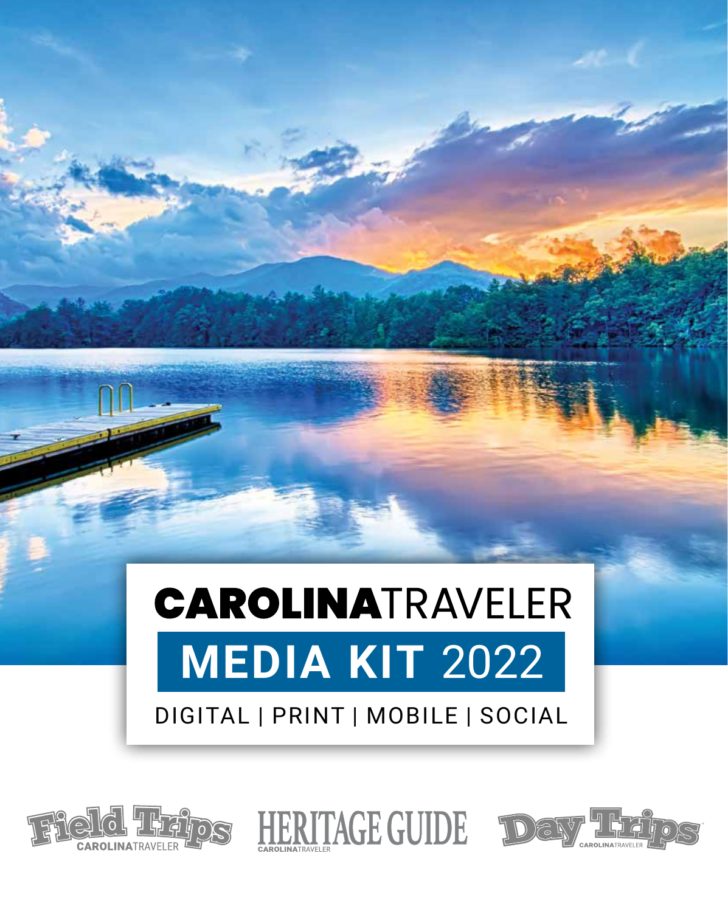# CAROLINATRAVELER

## MEDIA KIT 2022

DIGITAL | PRINT | MOBILE | SOCIAL

Field Trips CAROLINATRAVELER

HERITAGE GUIDE CAROLINATRAVELER

Day Trips CAROLINATRAVELER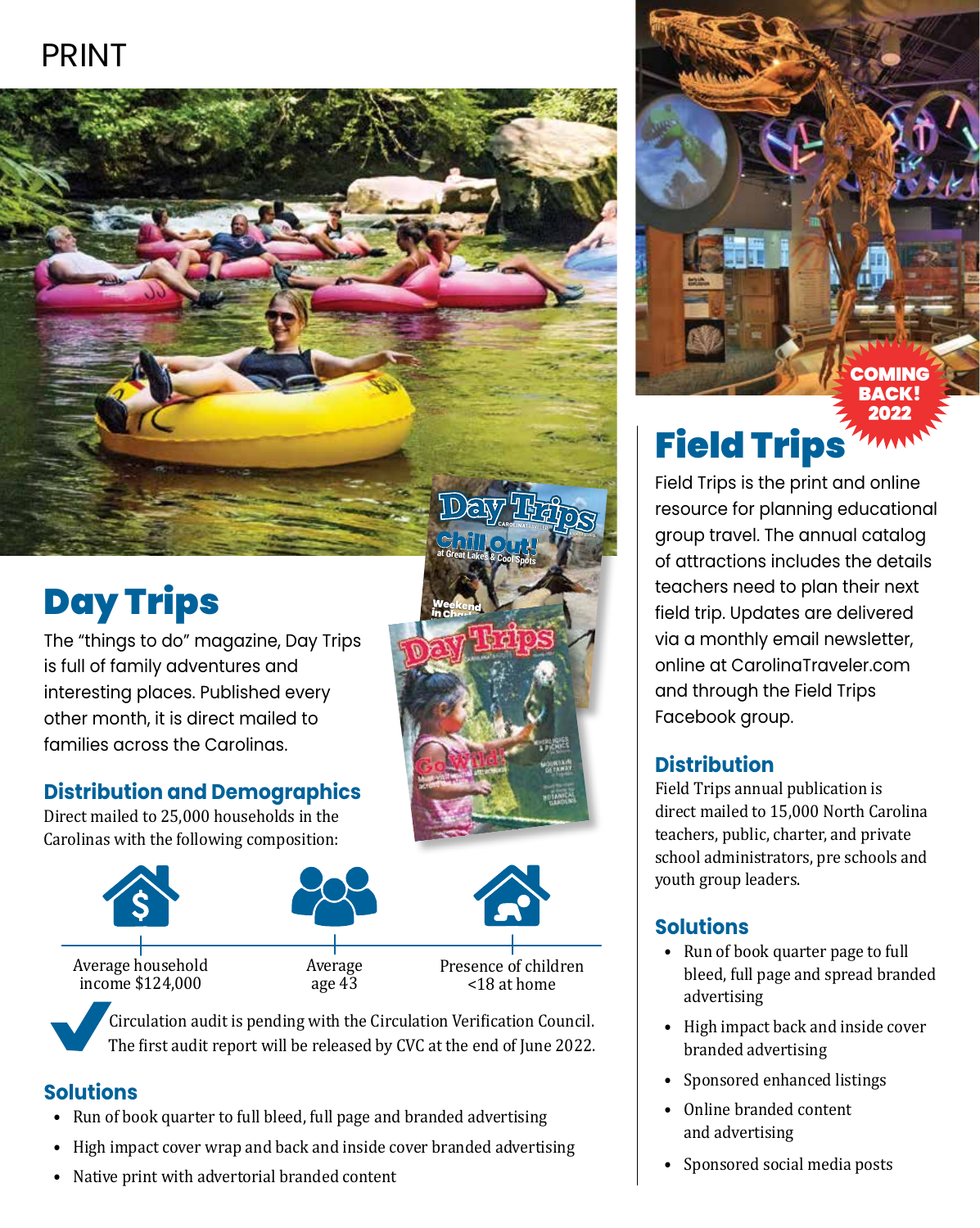# PRINT

## Day Trips

The "things to do" magazine, Day Trips is full of family adventures and interesting places. Published every other month, it is direct mailed to families across the Carolinas.

### Distribution and Demographics

Direct mailed to 25,000 households in the Carolinas with the following composition:

- Average household income $124,000
- Average age 43
- Presence of children <18 at home

Circulation audit is pending with the Circulation Verification Council. The first audit report will be released by CVC at the end of June 2022.

### Solutions

- Run of book quarter to full bleed, full page and branded advertising
- High impact cover wrap and back and inside cover branded advertising
- Native print with advertorial branded content

COMING BACK! 2022

## Field Trips

Field Trips is the print and online resource for planning educational group travel. The annual catalog of attractions includes the details teachers need to plan their next field trip. Updates are delivered via a monthly email newsletter, online at CarolinaTraveler.com and through the Field Trips Facebook group.

### Distribution

Field Trips annual publication is direct mailed to 15,000 North Carolina teachers, public, charter, and private school administrators, pre schools and youth group leaders.

### Solutions

- Run of book quarter page to full bleed, full page and spread branded advertising
- High impact back and inside cover branded advertising
- Sponsored enhanced listings
- Online branded content and advertising
- Sponsored social media posts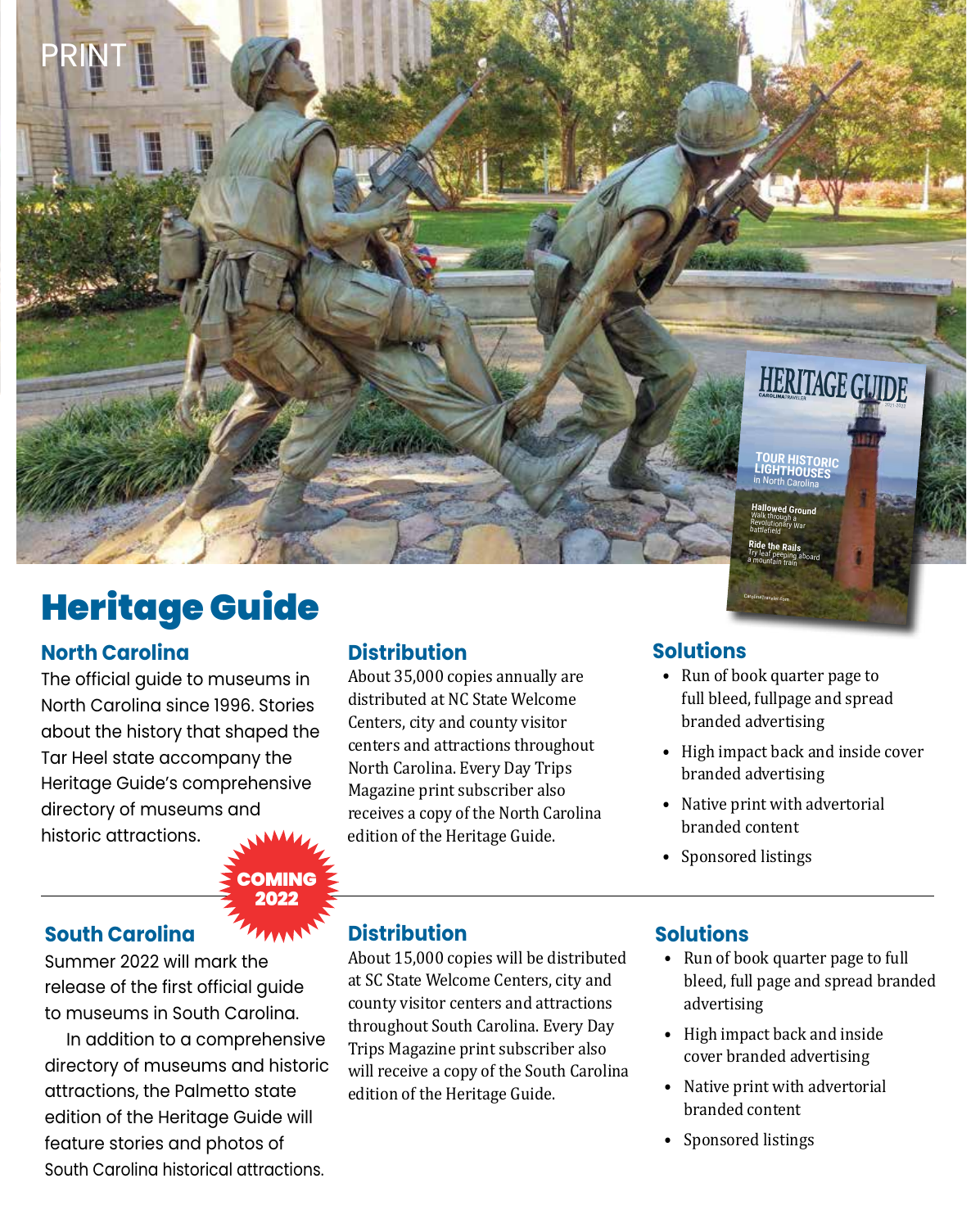PRINT

# Heritage Guide

## North Carolina

The official guide to museums in North Carolina since 1996. Stories about the history that shaped the Tar Heel state accompany the Heritage Guide's comprehensive directory of museums and historic attractions.

### Distribution

About 35,000 copies annually are distributed at NC State Welcome Centers, city and county visitor centers and attractions throughout North Carolina. Every Day Trips Magazine print subscriber also receives a copy of the North Carolina edition of the Heritage Guide.

### Solutions

- Run of book quarter page to full bleed, fullpage and spread branded advertising
- High impact back and inside cover branded advertising
- Native print with advertorial branded content
- Sponsored listings

---

COMING 2022

## South Carolina

Summer 2022 will mark the release of the first official guide to museums in South Carolina.

In addition to a comprehensive directory of museums and historic attractions, the Palmetto state edition of the Heritage Guide will feature stories and photos of South Carolina historical attractions.

### Distribution

About 15,000 copies will be distributed at SC State Welcome Centers, city and county visitor centers and attractions throughout South Carolina. Every Day Trips Magazine print subscriber also will receive a copy of the South Carolina edition of the Heritage Guide.

### Solutions

- Run of book quarter page to full bleed, full page and spread branded advertising
- High impact back and inside cover branded advertising
- Native print with advertorial branded content
- Sponsored listings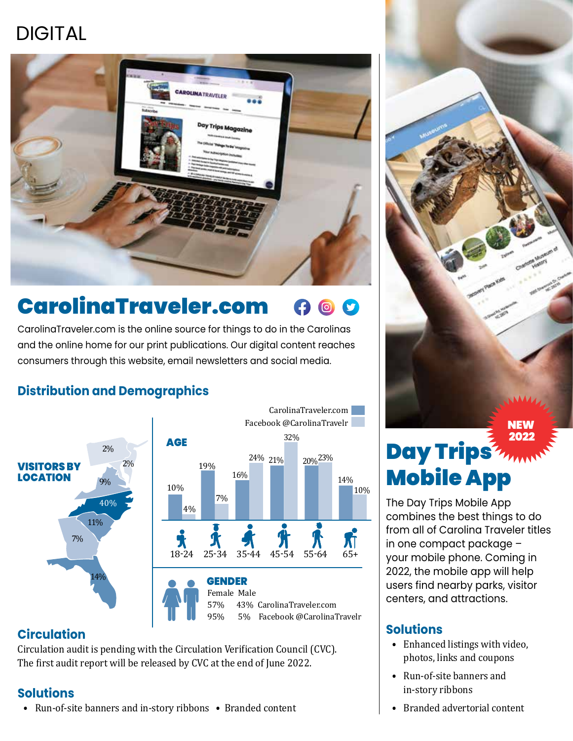# DIGITAL

## CarolinaTraveler.com

CarolinaTraveler.com is the online source for things to do in the Carolinas and the online home for our print publications. Our digital content reaches consumers through this website, email newsletters and social media.

### Distribution and Demographics

**VISITORS BY LOCATION**

2%, 2%, 9%, 40%, 11%, 7%, 14%

**AGE**

| Age | CarolinaTraveler.com | Facebook @CarolinaTravelr |
| --- | --- | --- |
| 18-24 | 10% | 4% |
| 25-34 | 19% | 7% |
| 35-44 | 16% | 24% |
| 45-54 | 21% | 32% |
| 55-64 | 20% | 23% |
| 65+ | 14% | 10% |

**GENDER**

| Female | Male | |
| --- | --- | --- |
| 57% | 43% | CarolinaTraveler.com |
| 95% | 5% | Facebook @CarolinaTravelr |

### Circulation

Circulation audit is pending with the Circulation Verification Council (CVC). The first audit report will be released by CVC at the end of June 2022.

### Solutions

- Run-of-site banners and in-story ribbons
- Branded content

## Day Trips Mobile App

**NEW 2022**

The Day Trips Mobile App combines the best things to do from all of Carolina Traveler titles in one compact package – your mobile phone. Coming in 2022, the mobile app will help users find nearby parks, visitor centers, and attractions.

### Solutions

- Enhanced listings with video, photos, links and coupons
- Run-of-site banners and in-story ribbons
- Branded advertorial content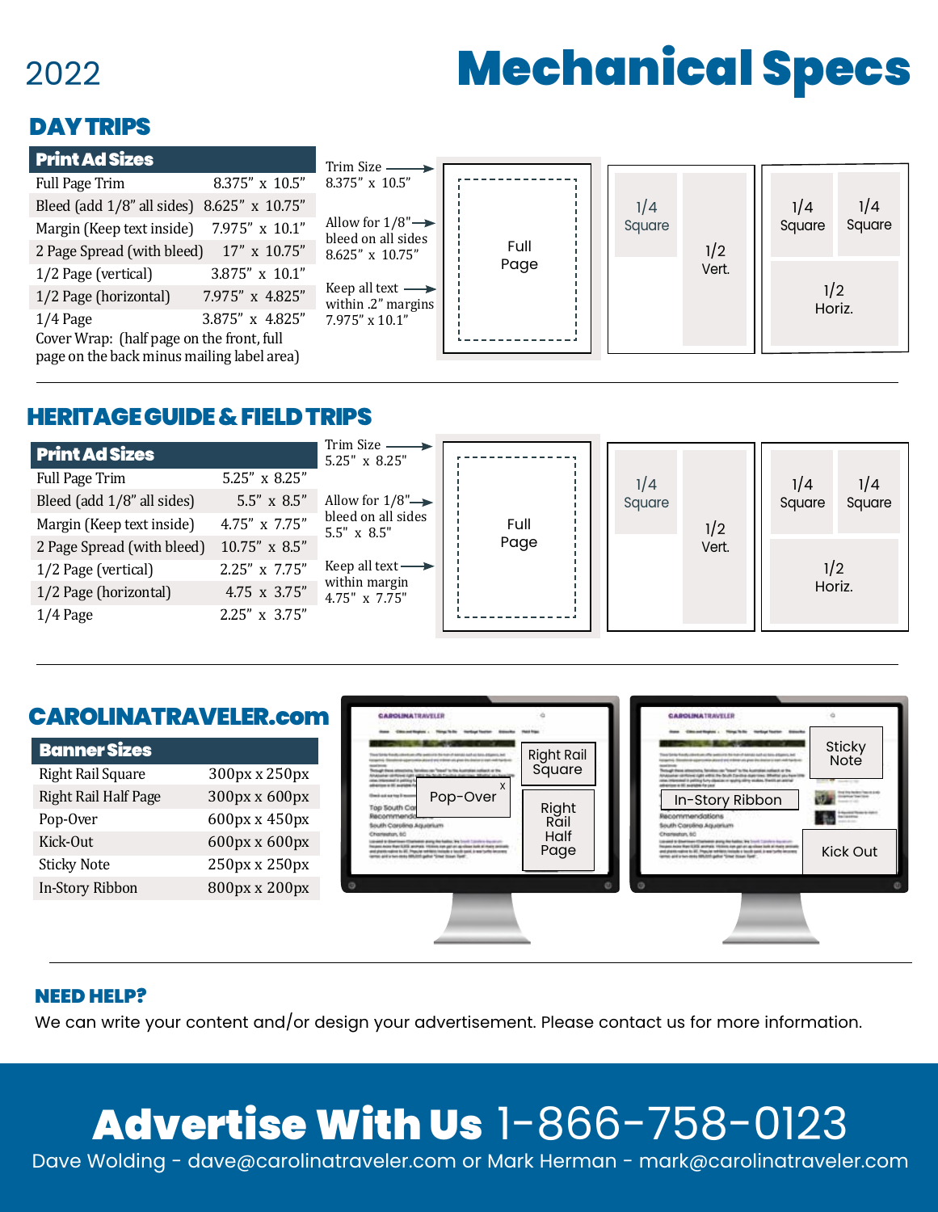2022

# Mechanical Specs

## DAY TRIPS

| Print Ad Sizes | |
|---|---|
| Full Page Trim | 8.375" x 10.5" |
| Bleed (add 1/8" all sides) | 8.625" x 10.75" |
| Margin (Keep text inside) | 7.975" x 10.1" |
| 2 Page Spread (with bleed) | 17" x 10.75" |
| 1/2 Page (vertical) | 3.875" x 10.1" |
| 1/2 Page (horizontal) | 7.975" x 4.825" |
| 1/4 Page | 3.875" x 4.825" |

Cover Wrap: (half page on the front, full page on the back minus mailing label area)

Trim Size → 8.375" x 10.5"

Allow for 1/8" → bleed on all sides 8.625" x 10.75"

Keep all text → within .2" margins 7.975" x 10.1"

Full Page

1/4 Square | 1/2 Vert.

1/4 Square | 1/4 Square | 1/2 Horiz.

## HERITAGE GUIDE & FIELD TRIPS

| Print Ad Sizes | |
|---|---|
| Full Page Trim | 5.25" x 8.25" |
| Bleed (add 1/8" all sides) | 5.5" x 8.5" |
| Margin (Keep text inside) | 4.75" x 7.75" |
| 2 Page Spread (with bleed) | 10.75" x 8.5" |
| 1/2 Page (vertical) | 2.25" x 7.75" |
| 1/2 Page (horizontal) | 4.75 x 3.75" |
| 1/4 Page | 2.25" x 3.75" |

Trim Size → 5.25" x 8.25"

Allow for 1/8" → bleed on all sides 5.5" x 8.5"

Keep all text → within margin 4.75" x 7.75"

Full Page

1/4 Square | 1/2 Vert.

1/4 Square | 1/4 Square | 1/2 Horiz.

## CAROLINATRAVELER.com

| Banner Sizes | |
|---|---|
| Right Rail Square | 300px x 250px |
| Right Rail Half Page | 300px x 600px |
| Pop-Over | 600px x 450px |
| Kick-Out | 600px x 600px |
| Sticky Note | 250px x 250px |
| In-Story Ribbon | 800px x 200px |

Right Rail Square | Pop-Over | Right Rail Half Page

Sticky Note | In-Story Ribbon | Kick Out

### NEED HELP?

We can write your content and/or design your advertisement. Please contact us for more information.

## Advertise With Us 1-866-758-0123

Dave Wolding - dave@carolinatraveler.com or Mark Herman - mark@carolinatraveler.com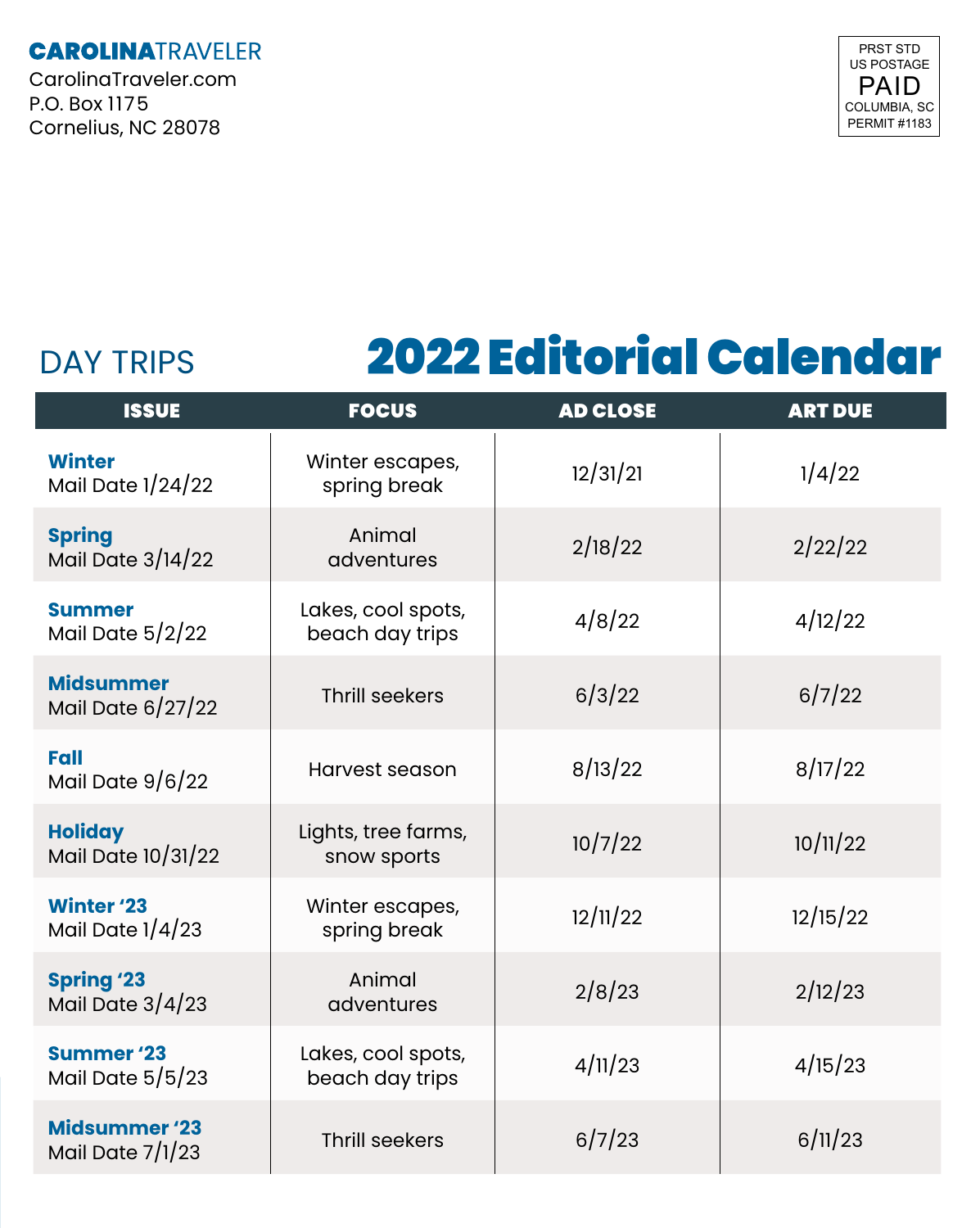**CAROLINA**TRAVELER
CarolinaTraveler.com
P.O. Box 1175
Cornelius, NC 28078

PRST STD
US POSTAGE
PAID
COLUMBIA, SC
PERMIT #1183

## DAY TRIPS

# 2022 Editorial Calendar

| ISSUE | FOCUS | AD CLOSE | ART DUE |
| --- | --- | --- | --- |
| **Winter** Mail Date 1/24/22 | Winter escapes, spring break | 12/31/21 | 1/4/22 |
| **Spring** Mail Date 3/14/22 | Animal adventures | 2/18/22 | 2/22/22 |
| **Summer** Mail Date 5/2/22 | Lakes, cool spots, beach day trips | 4/8/22 | 4/12/22 |
| **Midsummer** Mail Date 6/27/22 | Thrill seekers | 6/3/22 | 6/7/22 |
| **Fall** Mail Date 9/6/22 | Harvest season | 8/13/22 | 8/17/22 |
| **Holiday** Mail Date 10/31/22 | Lights, tree farms, snow sports | 10/7/22 | 10/11/22 |
| **Winter '23** Mail Date 1/4/23 | Winter escapes, spring break | 12/11/22 | 12/15/22 |
| **Spring '23** Mail Date 3/4/23 | Animal adventures | 2/8/23 | 2/12/23 |
| **Summer '23** Mail Date 5/5/23 | Lakes, cool spots, beach day trips | 4/11/23 | 4/15/23 |
| **Midsummer '23** Mail Date 7/1/23 | Thrill seekers | 6/7/23 | 6/11/23 |